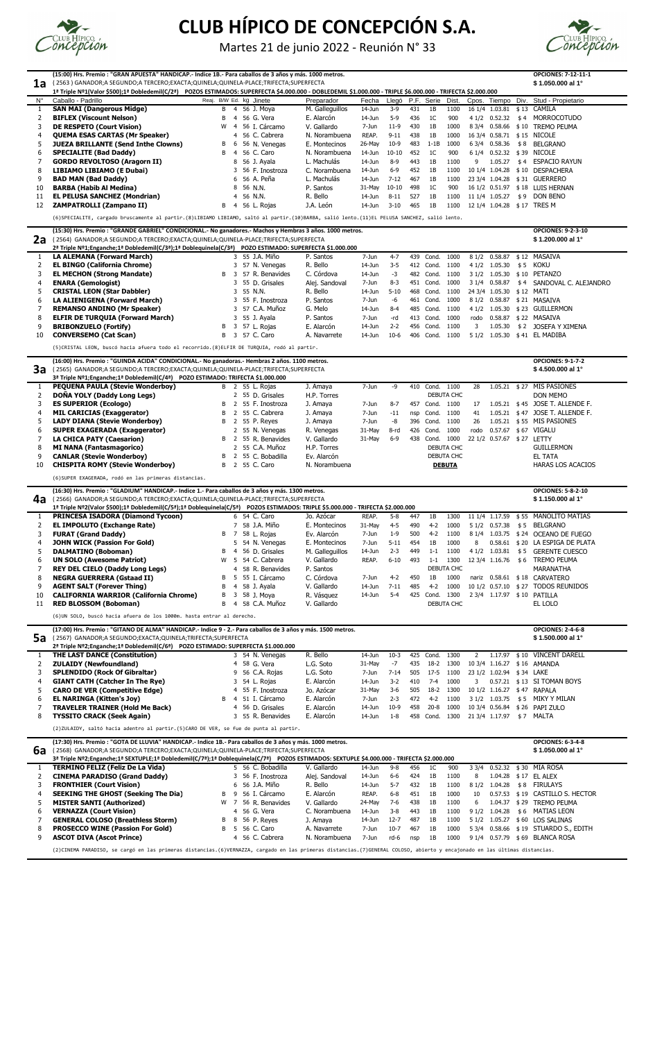# CLUB HÍPICO DE CONCEPCIÓN S.A.

Martes 21 de junio 2022 - Reunión N° 33

## 1a

(15:00) Hrs. Premio : "GRAN APUESTA" HANDICAP.- Indice 1B.- Para caballos de 3 años y más. 1000 metros.
( 2563 ) GANADOR;A SEGUNDO;A TERCERO;EXACTA;QUINELA;QUINELA-PLACE;TRIFECTA;SUPERFECTA
1ª Triple Nº1(Valor $500);1ª Dobledemil(C/2ª) POZOS ESTIMADOS: SUPERFECTA $4.000.000 - DOBLEDEMIL $1.000.000 - TRIPLE $6.000.000 - TRIFECTA $2.000.000

OPCIONES: 7-12-11-1
$ 1.000.000 al 1°

| N° | Caballo - Padrillo | Reaj. | B/W | Ed. | kg | Jinete | Preparador | Fecha | Llegó | P.F. | Serie | Dist. | Cpos. | Tiempo | Div. | Stud - Propietario |
|---|---|---|---|---|---|---|---|---|---|---|---|---|---|---|---|---|
| 1 | SAN MAI (Dangerous Midge) | | B | 4 | 56 | J. Moya | M. Galleguillos | 14-Jun | 3-9 | 431 | 1B | 1100 | 16 1/4 | 1.03.81 | $ 13 | CAMILA |
| 2 | BIFLEX (Viscount Nelson) | | B | 4 | 56 | G. Vera | E. Alarcón | 14-Jun | 5-9 | 436 | 1C | 900 | 4 1/2 | 0.52.32 | $ 4 | MORROCOTUDO |
| 3 | DE RESPETO (Court Vision) | | W | 4 | 56 | I. Cárcamo | V. Gallardo | 7-Jun | 11-9 | 430 | 1B | 1000 | 8 3/4 | 0.58.66 | $ 10 | TREMO PEUMA |
| 4 | QUEMA ESAS CARTAS (Mr Speaker) | | | 4 | 56 | C. Cabrera | N. Norambuena | REAP. | 9-11 | 438 | 1B | 1000 | 16 3/4 | 0.58.71 | $ 15 | NICOLE |
| 5 | JUEZA BRILLANTE (Send Inthe Clowns) | | B | 6 | 56 | N. Venegas | E. Montecinos | 26-May | 10-9 | 483 | 1-1B | 1000 | 6 3/4 | 0.58.36 | $ 8 | BELGRANO |
| 6 | SPECIALITE (Bad Daddy) | | B | 4 | 56 | C. Caro | N. Norambuena | 14-Jun | 10-10 | 452 | 1C | 900 | 6 1/4 | 0.52.32 | $ 39 | NICOLE |
| 7 | GORDO REVOLTOSO (Aragorn II) | | | 8 | 56 | J. Ayala | L. Machulás | 14-Jun | 8-9 | 443 | 1B | 1100 | 9 | 1.05.27 | $ 4 | ESPACIO RAYUN |
| 8 | LIBIAMO LIBIAMO (E Dubai) | | | 3 | 56 | F. Inostroza | C. Norambuena | 14-Jun | 6-9 | 452 | 1B | 1100 | 10 1/4 | 1.04.28 | $ 10 | DESPACHERA |
| 9 | BAD MAN (Bad Daddy) | | | 6 | 56 | A. Peña | L. Machulás | 14-Jun | 7-12 | 467 | 1B | 1100 | 23 3/4 | 1.04.28 | $ 31 | GUERRERO |
| 10 | BARBA (Habib Al Medina) | | | 8 | 56 | N.N. | P. Santos | 31-May | 10-10 | 498 | 1C | 900 | 16 1/2 | 0.51.97 | $ 18 | LUIS HERNAN |
| 11 | EL PELUSA SANCHEZ (Mondrian) | | | 4 | 56 | N.N. | R. Bello | 14-Jun | 8-11 | 527 | 1B | 1100 | 11 1/4 | 1.05.27 | $ 9 | DON BENO |
| 12 | ZAMPATROLLI (Zampano II) | | B | 4 | 56 | L. Rojas | J.A. León | 14-Jun | 3-10 | 465 | 1B | 1100 | 12 1/4 | 1.04.28 | $ 17 | TRES M |

(6)SPECIALITE, cargado bruscamente al partir.(8)LIBIAMO LIBIAMO, saltó al partir.(10)BARBA, salió lento.(11)EL PELUSA SANCHEZ, salió lento.

## 2a

(15:30) Hrs. Premio : "GRANDE GABRIEL" CONDICIONAL.- No ganadores.- Machos y Hembras 3 años. 1000 metros.
( 2564) GANADOR;A SEGUNDO;A TERCERO;EXACTA;QUINELA;QUINELA-PLACE;TRIFECTA;SUPERFECTA
2ª Triple Nº1;Enganche;1ª Dobledemil(C/3ª);1ª Doblequinela(C/3ª) POZO ESTIMADO: SUPERFECTA $1.000.000

OPCIONES: 9-2-3-10
$ 1.200.000 al 1°

| N° | Caballo - Padrillo | Reaj. | B/W | Ed. | kg | Jinete | Preparador | Fecha | Llegó | P.F. | Serie | Dist. | Cpos. | Tiempo | Div. | Stud - Propietario |
|---|---|---|---|---|---|---|---|---|---|---|---|---|---|---|---|---|
| 1 | LA ALEMANA (Forward March) | | | 3 | 55 | J.A. Miño | P. Santos | 7-Jun | 4-7 | 439 | Cond. | 1000 | 8 1/2 | 0.58.87 | $ 12 | MASAIVA |
| 2 | EL BINGO (California Chrome) | | | 3 | 57 | N. Venegas | R. Bello | 14-Jun | 3-5 | 412 | Cond. | 1100 | 4 1/2 | 1.05.30 | $ 5 | KOKU |
| 3 | EL MECHON (Strong Mandate) | | B | 3 | 57 | R. Benavides | C. Córdova | 14-Jun | -3 | 482 | Cond. | 1100 | 3 1/2 | 1.05.30 | $ 10 | PETANZO |
| 4 | ENARA (Gemologist) | | | 3 | 55 | D. Grisales | Alej. Sandoval | 7-Jun | 8-3 | 451 | Cond. | 1000 | 3 1/4 | 0.58.87 | $ 4 | SANDOVAL C. ALEJANDRO |
| 5 | CRISTAL LEON (Star Dabbler) | | | 3 | 55 | N.N. | R. Bello | 14-Jun | 5-10 | 468 | Cond. | 1100 | 24 3/4 | 1.05.30 | $ 12 | MATI |
| 6 | LA ALIENIGENA (Forward March) | | | 3 | 55 | F. Inostroza | P. Santos | 7-Jun | -6 | 461 | Cond. | 1000 | 8 1/2 | 0.58.87 | $ 21 | MASAIVA |
| 7 | REMANSO ANDINO (Mr Speaker) | | | 3 | 57 | C.A. Muñoz | G. Melo | 14-Jun | 8-4 | 485 | Cond. | 1100 | 4 1/2 | 1.05.30 | $ 23 | GUILLERMON |
| 8 | ELFIR DE TURQUIA (Forward March) | | | 3 | 55 | J. Ayala | P. Santos | 7-Jun | -rd | 413 | Cond. | 1000 | rodo | 0.58.87 | $ 22 | MASAIVA |
| 9 | BRIBONZUELO (Fortify) | | B | 3 | 57 | L. Rojas | E. Alarcón | 14-Jun | 2-2 | 456 | Cond. | 1100 | 3 | 1.05.30 | $ 2 | JOSEFA Y XIMENA |
| 10 | CONVERSEMO (Cat Scan) | | B | 3 | 57 | C. Caro | A. Navarrete | 14-Jun | 10-6 | 406 | Cond. | 1100 | 5 1/2 | 1.05.30 | $ 41 | EL MADIBA |

(5)CRISTAL LEON, buscó hacia afuera todo el recorrido.(8)ELFIR DE TURQUIA, rodó al partir.

## 3a

(16:00) Hrs. Premio : "GUINDA ACIDA" CONDICIONAL.- No ganadoras.- Hembras 2 años. 1100 metros.
( 2565) GANADOR;A SEGUNDO;A TERCERO;EXACTA;QUINELA;QUINELA-PLACE;TRIFECTA;SUPERFECTA
3ª Triple Nº1;Enganche;1ª Dobledemil(C/4ª) POZO ESTIMADO: TRIFECTA $1.000.000

OPCIONES: 9-1-7-2
$ 4.500.000 al 1°

| N° | Caballo - Padrillo | Reaj. | B/W | Ed. | kg | Jinete | Preparador | Fecha | Llegó | P.F. | Serie | Dist. | Cpos. | Tiempo | Div. | Stud - Propietario |
|---|---|---|---|---|---|---|---|---|---|---|---|---|---|---|---|---|
| 1 | PEQUEÑA PAULA (Stevie Wonderboy) | | B | 2 | 55 | L. Rojas | J. Amaya | 7-Jun | -9 | 410 | Cond. | 1100 | 28 | 1.05.21 | $ 27 | MIS PASIONES |
| 2 | DOÑA YOLY (Daddy Long Legs) | | | 2 | 55 | D. Grisales | H.P. Torres | | | | DEBUTA CHC | | | | | DON MEMO |
| 3 | ES SUPERIOR (Ecologo) | | B | 2 | 55 | F. Inostroza | J. Amaya | 7-Jun | 8-7 | 457 | Cond. | 1100 | 17 | 1.05.21 | $ 45 | JOSE T. ALLENDE F. |
| 4 | MIL CARICIAS (Exaggerator) | | B | 2 | 55 | C. Cabrera | J. Amaya | 7-Jun | -11 | nsp | Cond. | 1100 | 41 | 1.05.21 | $ 47 | JOSE T. ALLENDE F. |
| 5 | LADY DIANA (Stevie Wonderboy) | | B | 2 | 55 | P. Reyes | J. Amaya | 7-Jun | -8 | 396 | Cond. | 1100 | 26 | 1.05.21 | $ 55 | MIS PASIONES |
| 6 | SUPER EXAGERADA (Exaggerator) | | | 2 | 55 | N. Venegas | R. Venegas | 31-May | 8-rd | 426 | Cond. | 1000 | rodo | 0.57.67 | $ 67 | VIGALU |
| 7 | LA CHICA PATY (Caesarion) | | B | 2 | 55 | R. Benavides | V. Gallardo | 31-May | 6-9 | 438 | Cond. | 1000 | 22 1/2 | 0.57.67 | $ 27 | LETTY |
| 8 | MI NANA (Fantasmagorico) | | | 2 | 55 | C.A. Muñoz | H.P. Torres | | | | DEBUTA CHC | | | | | GUILLERMON |
| 9 | CANLAR (Stevie Wonderboy) | | B | 2 | 55 | C. Bobadilla | Ev. Alarcón | | | | DEBUTA CHC | | | | | EL TATA |
| 10 | CHISPITA ROMY (Stevie Wonderboy) | | B | 2 | 55 | C. Caro | N. Norambuena | | | | DEBUTA | | | | | HARAS LOS ACACIOS |

(6)SUPER EXAGERADA, rodó en las primeras distancias.

## 4a

(16:30) Hrs. Premio : "GLADIUM" HANDICAP.- Indice 1.- Para caballos de 3 años y más. 1300 metros.
( 2566) GANADOR;A SEGUNDO;A TERCERO;EXACTA;QUINELA;QUINELA-PLACE;TRIFECTA;SUPERFECTA
1ª Triple Nº2(Valor $500);1ª Dobledemil(C/5ª);1ª Doblequinela(C/5ª) POZOS ESTIMADOS: TRIPLE $5.000.000 - TRIFECTA $2.000.000

OPCIONES: 5-8-2-10
$ 1.150.000 al 1°

| N° | Caballo - Padrillo | Reaj. | B/W | Ed. | kg | Jinete | Preparador | Fecha | Llegó | P.F. | Serie | Dist. | Cpos. | Tiempo | Div. | Stud - Propietario |
|---|---|---|---|---|---|---|---|---|---|---|---|---|---|---|---|---|
| 1 | PRINCESA ISADORA (Diamond Tycoon) | | | 6 | 54 | C. Caro | Jo. Azócar | REAP. | 5-8 | 447 | 1B | 1300 | 11 1/4 | 1.17.59 | $ 55 | MANOLITO MATIAS |
| 2 | EL IMPOLUTO (Exchange Rate) | | | 7 | 58 | J.A. Miño | E. Montecinos | 31-May | 4-5 | 490 | 4-2 | 1000 | 5 1/2 | 0.57.38 | $ 5 | BELGRANO |
| 3 | FURAT (Grand Daddy) | | B | 7 | 58 | L. Rojas | Ev. Alarcón | 7-Jun | 1-9 | 500 | 4-2 | 1100 | 8 1/4 | 1.03.75 | $ 24 | OCEANO DE FUEGO |
| 4 | JOHN WICK (Passion For Gold) | | | 5 | 54 | N. Venegas | E. Montecinos | 7-Jun | 5-11 | 454 | 1B | 1000 | 8 | 0.58.61 | $ 20 | LA ESPIGA DE PLATA |
| 5 | DALMATINO (Boboman) | | B | 4 | 56 | D. Grisales | M. Galleguillos | 14-Jun | 2-3 | 449 | 1-1 | 1100 | 4 1/2 | 1.03.81 | $ 5 | GERENTE CUESCO |
| 6 | UN SOLO (Awesome Patriot) | | W | 5 | 54 | C. Cabrera | V. Gallardo | REAP. | 6-10 | 493 | 1-1 | 1300 | 12 3/4 | 1.16.76 | $ 6 | TREMO PEUMA |
| 7 | REY DEL CIELO (Daddy Long Legs) | | | 4 | 56 | R. Benavides | P. Santos | | | | DEBUTA CHC | | | | | MARANATHA |
| 8 | NEGRA GUERRERA (Gstaad II) | | B | 5 | 55 | I. Cárcamo | C. Córdova | 7-Jun | 4-2 | 450 | 1B | 1000 | nariz | 0.58.61 | $ 18 | CARVATERO |
| 9 | AGENT SALT (Forever Thing) | | B | 4 | 58 | J. Ayala | V. Gallardo | 14-Jun | 7-11 | 485 | 4-2 | 1000 | 10 1/2 | 0.57.10 | $ 27 | TODOS REUNIDOS |
| 10 | CALIFORNIA WARRIOR (California Chrome) | | B | 3 | 58 | J. Moya | R. Vásquez | 14-Jun | 5-4 | 425 | Cond. | 1300 | 2 3/4 | 1.17.97 | $ 10 | PATILLA |
| 11 | RED BLOSSOM (Boboman) | | B | 4 | 58 | C.A. Muñoz | V. Gallardo | | | | DEBUTA CHC | | | | | EL LOLO |

(6)UN SOLO, buscó hacia afuera en los 1000m. hasta entrar al derecho.

## 5a

(17:00) Hrs. Premio : "GITANO DE ALMA" HANDICAP.- Indice 9 - 2.- Para caballos de 3 años y más. 1500 metros.
( 2567) GANADOR;A SEGUNDO;EXACTA;QUINELA;TRIFECTA;SUPERFECTA
2ª Triple Nº2;Enganche;1ª Dobledemil(C/6ª) POZO ESTIMADO: SUPERFECTA $1.000.000

OPCIONES: 2-4-6-8
$ 1.500.000 al 1°

| N° | Caballo - Padrillo | Reaj. | B/W | Ed. | kg | Jinete | Preparador | Fecha | Llegó | P.F. | Serie | Dist. | Cpos. | Tiempo | Div. | Stud - Propietario |
|---|---|---|---|---|---|---|---|---|---|---|---|---|---|---|---|---|
| 1 | THE LAST DANCE (Constitution) | | | 3 | 54 | N. Venegas | R. Bello | 14-Jun | 10-3 | 425 | Cond. | 1300 | 2 | 1.17.97 | $ 10 | VINCENT DARELL |
| 2 | ZULAIDY (Newfoundland) | | | 4 | 58 | G. Vera | L.G. Soto | 31-May | -7 | 435 | 18-2 | 1300 | 10 3/4 | 1.16.27 | $ 16 | AMANDA |
| 3 | SPLENDIDO (Rock Of Gibraltar) | | | 9 | 56 | C.A. Rojas | L.G. Soto | 7-Jun | 7-14 | 505 | 17-5 | 1100 | 23 1/2 | 1.02.94 | $ 34 | LAKE |
| 4 | GIANT CATH (Catcher In The Rye) | | | 3 | 54 | L. Rojas | E. Alarcón | 14-Jun | 3-2 | 410 | 7-4 | 1000 | 3 | 0.57.21 | $ 13 | SI TOMAN BOYS |
| 5 | CARO DE VER (Competitive Edge) | | | 4 | 55 | F. Inostroza | Jo. Azócar | 31-May | 3-6 | 505 | 18-2 | 1300 | 10 1/2 | 1.16.27 | $ 47 | RAPALA |
| 6 | EL NARINGA (Kitten's Joy) | | B | 4 | 51 | I. Cárcamo | E. Alarcón | 7-Jun | 2-3 | 472 | 4-2 | 1100 | 3 1/2 | 1.03.75 | $ 5 | MIKY Y MILAN |
| 7 | TRAVELER TRAINER (Hold Me Back) | | | 4 | 56 | D. Grisales | E. Alarcón | 14-Jun | 10-9 | 458 | 20-8 | 1000 | 10 3/4 | 0.56.84 | $ 26 | PAPI ZULO |
| 8 | TYSSITO CRACK (Seek Again) | | | 3 | 55 | R. Benavides | E. Alarcón | 14-Jun | 1-8 | 458 | Cond. | 1300 | 21 3/4 | 1.17.97 | $ 7 | MALTA |

(2)ZULAIDY, saltó hacia adentro al partir.(5)CARO DE VER, se fue de punta al partir.

## 6a

(17:30) Hrs. Premio : "GOTA DE LLUVIA" HANDICAP.- Indice 1B.- Para caballos de 3 años y más. 1000 metros.
( 2568) GANADOR;A SEGUNDO;A TERCERO;EXACTA;QUINELA;QUINELA-PLACE;TRIFECTA;SUPERFECTA
3ª Triple Nº2;Enganche;1ª SEXTUPLE;1ª Dobledemil(C/7ª);1ª Doblequinela(C/7ª) POZOS ESTIMADOS: SEXTUPLE $4.000.000 - TRIFECTA $2.000.000

OPCIONES: 6-3-4-8
$ 1.050.000 al 1°

| N° | Caballo - Padrillo | Reaj. | B/W | Ed. | kg | Jinete | Preparador | Fecha | Llegó | P.F. | Serie | Dist. | Cpos. | Tiempo | Div. | Stud - Propietario |
|---|---|---|---|---|---|---|---|---|---|---|---|---|---|---|---|---|
| 1 | TERMINO FELIZ (Feliz De La Vida) | | | 5 | 56 | C. Bobadilla | V. Gallardo | 14-Jun | 9-8 | 456 | 1C | 900 | 3 3/4 | 0.52.32 | $ 30 | MIA ROSA |
| 2 | CINEMA PARADISO (Grand Daddy) | | | 3 | 56 | F. Inostroza | Alej. Sandoval | 14-Jun | 6-6 | 424 | 1B | 1100 | 8 | 1.04.28 | $ 17 | EL ALEX |
| 3 | FRONTHIER (Court Vision) | | | 6 | 56 | J.A. Miño | R. Bello | 14-Jun | 5-7 | 432 | 1B | 1100 | 8 1/2 | 1.04.28 | $ 8 | FIRULAYS |
| 4 | SEEKING THE GHOST (Seeking The Dia) | | B | 9 | 56 | I. Cárcamo | E. Alarcón | REAP. | 6-8 | 451 | 1B | 1000 | 10 | 0.57.53 | $ 19 | CASTILLO S. HECTOR |
| 5 | MISTER SANTI (Authorized) | | W | 7 | 56 | R. Benavides | V. Gallardo | 24-May | 7-6 | 438 | 1B | 1100 | 6 | 1.04.37 | $ 29 | TREMO PEUMA |
| 6 | VERNAZZA (Court Vision) | | | 4 | 56 | G. Vera | C. Norambuena | 14-Jun | 3-8 | 443 | 1B | 1100 | 9 1/2 | 1.04.28 | $ 6 | MATIAS LEON |
| 7 | GENERAL COLOSO (Breathless Storm) | | B | 8 | 56 | P. Reyes | J. Amaya | 14-Jun | 12-7 | 487 | 1B | 1100 | 5 1/2 | 1.05.27 | $ 60 | LOS SALINAS |
| 8 | PROSECCO WINE (Passion For Gold) | | B | 5 | 56 | C. Caro | A. Navarrete | 7-Jun | 10-7 | 467 | 1B | 1000 | 5 3/4 | 0.58.66 | $ 19 | STUARDO S., EDITH |
| 9 | ASCOT DIVA (Ascot Prince) | | | 4 | 56 | C. Cabrera | N. Norambuena | 7-Jun | rd-6 | nsp | 1B | 1000 | 9 1/4 | 0.57.79 | $ 69 | BLANCA ROSA |

(2)CINEMA PARADISO, se cargó en las primeras distancias.(6)VERNAZZA, cargado en las primeras distancias.(7)GENERAL COLOSO, abierto y encajonado en las últimas distancias.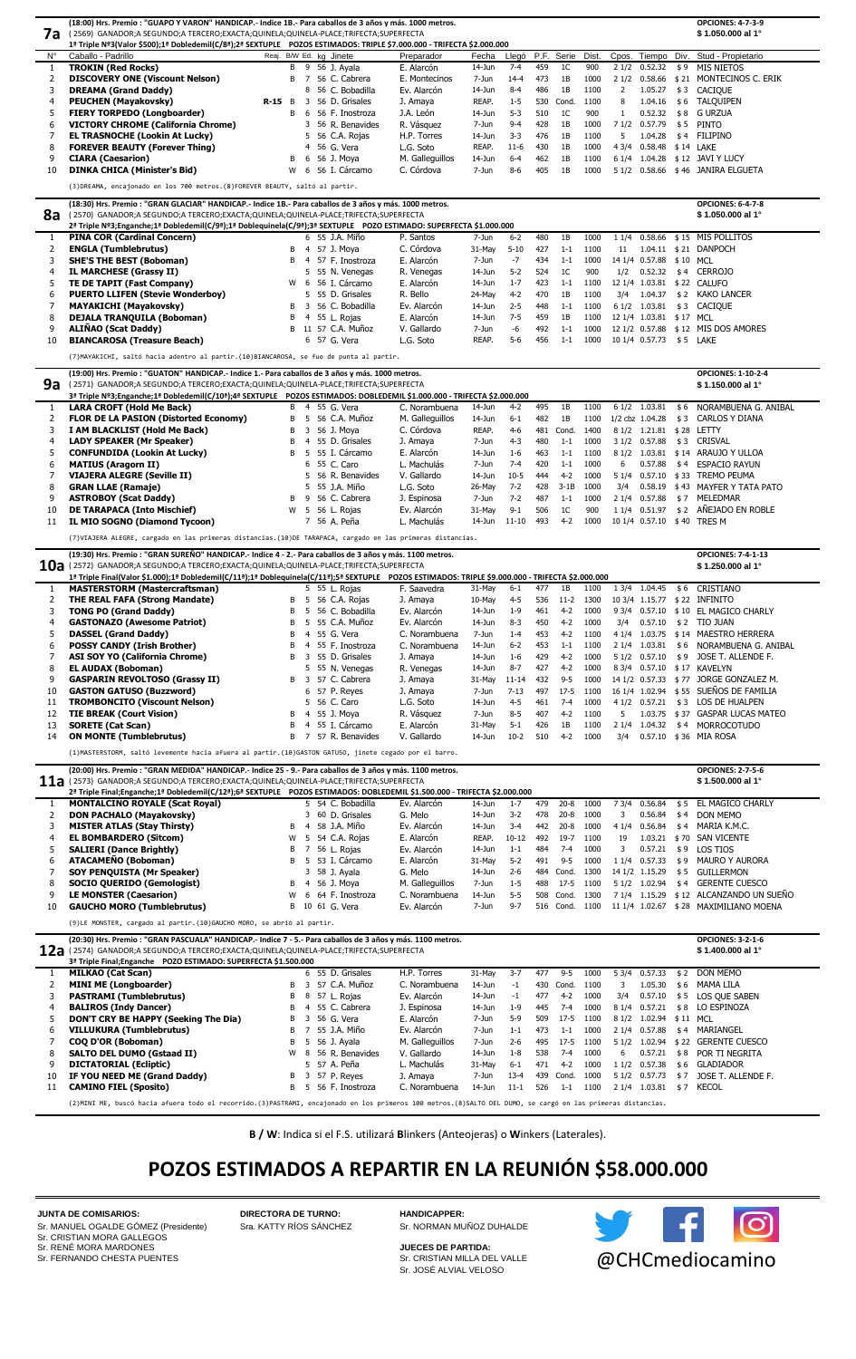## 7a

(18:00) Hrs. Premio : "GUAPO Y VARON" HANDICAP.- Indice 1B.- Para caballos de 3 años y más. 1000 metros.

(2569) GANADOR;A SEGUNDO;A TERCERO;EXACTA;QUINELA;QUINELA-PLACE;TRIFECTA;SUPERFECTA

1ª Triple Nº3(Valor $500);1ª Dobledemil(C/8ª);2ª SEXTUPLE POZOS ESTIMADOS: TRIPLE $7.000.000 - TRIFECTA $2.000.000

OPCIONES: 4-7-3-9

$ 1.050.000 al 1°

| N° | Caballo - Padrillo | Reaj. | B/W | Ed. | kg | Jinete | Preparador | Fecha | Llegó | P.F. | Serie | Dist. | Cpos. | Tiempo | Div. | Stud - Propietario |
|---|---|---|---|---|---|---|---|---|---|---|---|---|---|---|---|---|
| 1 | TROKIN (Red Rocks) | | B | 9 | 56 | J. Ayala | E. Alarcón | 14-Jun | 7-4 | 459 | 1C | 900 | 2 1/2 | 0.52.32 | $ 9 | MIS NIETOS |
| 2 | DISCOVERY ONE (Viscount Nelson) | | B | 7 | 56 | C. Cabrera | E. Montecinos | 7-Jun | 14-4 | 473 | 1B | 1000 | 2 1/2 | 0.58.66 | $ 21 | MONTECINOS C. ERIK |
| 3 | DREAMA (Grand Daddy) | | | 8 | 56 | C. Bobadilla | Ev. Alarcón | 14-Jun | 8-4 | 486 | 1B | 1100 | 2 | 1.05.27 | $ 3 | CACIQUE |
| 4 | PEUCHEN (Mayakovsky) | R-15 | B | 3 | 56 | D. Grisales | J. Amaya | REAP. | 1-5 | 530 | Cond. | 1100 | 8 | 1.04.16 | $ 6 | TALQUIPEN |
| 5 | FIERY TORPEDO (Longboarder) | | B | 6 | 56 | F. Inostroza | J.A. León | 14-Jun | 5-3 | 510 | 1C | 900 | 1 | 0.52.32 | $ 8 | G URZUA |
| 6 | VICTORY CHROME (California Chrome) | | | 3 | 56 | R. Benavides | R. Vásquez | 7-Jun | 9-4 | 428 | 1B | 1000 | 7 1/2 | 0.57.79 | $ 5 | PINTO |
| 7 | EL TRASNOCHE (Lookin At Lucky) | | | 5 | 56 | C.A. Rojas | H.P. Torres | 14-Jun | 3-3 | 476 | 1B | 1100 | 5 | 1.04.28 | $ 4 | FILIPINO |
| 8 | FOREVER BEAUTY (Forever Thing) | | | 4 | 56 | G. Vera | L.G. Soto | REAP. | 11-6 | 430 | 1B | 1000 | 4 3/4 | 0.58.48 | $ 14 | LAKE |
| 9 | CIARA (Caesarion) | | B | 6 | 56 | J. Moya | M. Galleguillos | 14-Jun | 6-4 | 462 | 1B | 1100 | 6 1/4 | 1.04.28 | $ 12 | JAVI Y LUCY |
| 10 | DINKA CHICA (Minister's Bid) | | W | 6 | 56 | I. Cárcamo | C. Córdova | 7-Jun | 8-6 | 405 | 1B | 1000 | 5 1/2 | 0.58.66 | $ 46 | JANIRA ELGUETA |

(3)DREAMA, encajonado en los 700 metros.(8)FOREVER BEAUTY, saltó al partir.

## 8a

(18:30) Hrs. Premio : "GRAN GLACIAR" HANDICAP.- Indice 1B.- Para caballos de 3 años y más. 1000 metros.

(2570) GANADOR;A SEGUNDO;A TERCERO;EXACTA;QUINELA;QUINELA-PLACE;TRIFECTA;SUPERFECTA

2ª Triple Nº3;Enganche;1ª Dobledemil(C/9ª);1ª Doblequinela(C/9ª);3ª SEXTUPLE POZO ESTIMADO: SUPERFECTA $1.000.000

OPCIONES: 6-4-7-8

$ 1.050.000 al 1°

| N° | Caballo - Padrillo | Reaj. | B/W | Ed. | kg | Jinete | Preparador | Fecha | Llegó | P.F. | Serie | Dist. | Cpos. | Tiempo | Div. | Stud - Propietario |
|---|---|---|---|---|---|---|---|---|---|---|---|---|---|---|---|---|
| 1 | PINA COR (Cardinal Concern) | | | 6 | 55 | J.A. Miño | P. Santos | 7-Jun | 6-2 | 480 | 1B | 1000 | 1 1/4 | 0.58.66 | $ 15 | MIS POLLITOS |
| 2 | ENGLA (Tumblebrutus) | | B | 4 | 57 | J. Moya | C. Córdova | 31-May | 5-10 | 427 | 1-1 | 1100 | 11 | 1.04.11 | $ 21 | DANPOCH |
| 3 | SHE'S THE BEST (Boboman) | | B | 4 | 57 | F. Inostroza | E. Alarcón | 7-Jun | -7 | 434 | 1-1 | 1000 | 14 1/4 | 0.57.88 | $ 10 | MCL |
| 4 | IL MARCHESE (Grassy II) | | | 5 | 55 | N. Venegas | R. Venegas | 14-Jun | 5-2 | 524 | 1C | 900 | 1/2 | 0.52.32 | $ 4 | CERROJO |
| 5 | TE DE TAPIT (Fast Company) | | W | 6 | 56 | I. Cárcamo | E. Alarcón | 14-Jun | 1-7 | 423 | 1-1 | 1100 | 12 1/4 | 1.03.81 | $ 22 | CALUFO |
| 6 | PUERTO LLIFEN (Stevie Wonderboy) | | | 5 | 55 | D. Grisales | R. Bello | 24-May | 4-2 | 470 | 1B | 1100 | 3/4 | 1.04.37 | $ 2 | KAKO LANCER |
| 7 | MAYAKICHI (Mayakovsky) | | B | 3 | 56 | C. Bobadilla | Ev. Alarcón | 14-Jun | 2-5 | 448 | 1-1 | 1100 | 6 1/2 | 1.03.81 | $ 3 | CACIQUE |
| 8 | DEJALA TRANQUILA (Boboman) | | B | 4 | 55 | L. Rojas | E. Alarcón | 14-Jun | 7-5 | 459 | 1B | 1100 | 12 1/4 | 1.03.81 | $ 17 | MCL |
| 9 | ALIÑAO (Scat Daddy) | | B | 11 | 57 | C.A. Muñoz | V. Gallardo | 7-Jun | -6 | 492 | 1-1 | 1000 | 12 1/2 | 0.57.88 | $ 12 | MIS DOS AMORES |
| 10 | BIANCAROSA (Treasure Beach) | | | 6 | 57 | G. Vera | L.G. Soto | REAP. | 5-6 | 456 | 1-1 | 1000 | 10 1/4 | 0.57.73 | $ 5 | LAKE |

(7)MAYAKICHI, saltó hacia adentro al partir.(10)BIANCAROSA, se fue de punta al partir.

## 9a

(19:00) Hrs. Premio : "GUATON" HANDICAP.- Indice 1.- Para caballos de 3 años y más. 1000 metros.

(2571) GANADOR;A SEGUNDO;A TERCERO;EXACTA;QUINELA;QUINELA-PLACE;TRIFECTA;SUPERFECTA

3ª Triple Nº3;Enganche;1ª Dobledemil(C/10ª);4ª SEXTUPLE POZOS ESTIMADOS: DOBLEDEMIL $1.000.000 - TRIFECTA $2.000.000

OPCIONES: 1-10-2-4

$ 1.150.000 al 1°

| N° | Caballo - Padrillo | Reaj. | B/W | Ed. | kg | Jinete | Preparador | Fecha | Llegó | P.F. | Serie | Dist. | Cpos. | Tiempo | Div. | Stud - Propietario |
|---|---|---|---|---|---|---|---|---|---|---|---|---|---|---|---|---|
| 1 | LARA CROFT (Hold Me Back) | | B | 4 | 55 | G. Vera | C. Norambuena | 14-Jun | 4-2 | 495 | 1B | 1100 | 6 1/2 | 1.03.81 | $ 6 | NORAMBUENA G. ANIBAL |
| 2 | FLOR DE LA PASION (Distorted Economy) | | B | 5 | 56 | C.A. Muñoz | M. Galleguillos | 14-Jun | 6-1 | 482 | 1B | 1100 | 1/2 cbz | 1.04.28 | $ 3 | CARLOS Y DIANA |
| 3 | I AM BLACKLIST (Hold Me Back) | | B | 3 | 56 | J. Moya | C. Córdova | REAP. | 4-6 | 481 | Cond. | 1400 | 8 1/2 | 1.21.81 | $ 28 | LETTY |
| 4 | LADY SPEAKER (Mr Speaker) | | B | 4 | 55 | D. Grisales | J. Amaya | 7-Jun | 4-3 | 480 | 1-1 | 1000 | 3 1/2 | 0.57.88 | $ 3 | CRISVAL |
| 5 | CONFUNDIDA (Lookin At Lucky) | | B | 5 | 55 | I. Cárcamo | E. Alarcón | 14-Jun | 1-6 | 463 | 1-1 | 1100 | 8 1/2 | 1.03.81 | $ 14 | ARAUJO Y ULLOA |
| 6 | MATIUS (Aragorn II) | | | 6 | 55 | C. Caro | L. Machulás | 7-Jun | 7-4 | 420 | 1-1 | 1000 | 6 | 0.57.88 | $ 4 | ESPACIO RAYUN |
| 7 | VIAJERA ALEGRE (Seville II) | | | 5 | 56 | R. Benavides | V. Gallardo | 14-Jun | 10-5 | 444 | 4-2 | 1000 | 5 1/4 | 0.57.10 | $ 33 | TREMO PEUMA |
| 8 | GRAN LLAE (Ramaje) | | | 5 | 55 | J.A. Miño | L.G. Soto | 26-May | 7-2 | 428 | 3-1B | 1000 | 3/4 | 0.58.19 | $ 43 | MAYFER Y TATA PATO |
| 9 | ASTROBOY (Scat Daddy) | | B | 9 | 56 | C. Cabrera | J. Espinosa | 7-Jun | 7-2 | 487 | 1-1 | 1000 | 2 1/4 | 0.57.88 | $ 7 | MELEDMAR |
| 10 | DE TARAPACA (Into Mischief) | | W | 5 | 56 | L. Rojas | Ev. Alarcón | 31-May | 9-1 | 506 | 1C | 900 | 1 1/4 | 0.51.97 | $ 2 | AÑEJADO EN ROBLE |
| 11 | IL MIO SOGNO (Diamond Tycoon) | | | 7 | 56 | A. Peña | L. Machulás | 14-Jun | 11-10 | 493 | 4-2 | 1000 | 10 1/4 | 0.57.10 | $ 40 | TRES M |

(7)VIAJERA ALEGRE, cargado en las primeras distancias.(10)DE TARAPACA, cargado en las primeras distancias.

## 10a

(19:30) Hrs. Premio : "GRAN SUREÑO" HANDICAP.- Indice 4 - 2.- Para caballos de 3 años y más. 1100 metros.

(2572) GANADOR;A SEGUNDO;A TERCERO;EXACTA;QUINELA;QUINELA-PLACE;TRIFECTA;SUPERFECTA

1ª Triple Final(Valor $1.000);2ª Dobledemil(C/11ª);1ª Doblequinela(C/11ª);5ª SEXTUPLE POZOS ESTIMADOS: TRIPLE $9.000.000 - TRIFECTA $2.000.000

OPCIONES: 7-4-1-13

$ 1.250.000 al 1°

| N° | Caballo - Padrillo | Reaj. | B/W | Ed. | kg | Jinete | Preparador | Fecha | Llegó | P.F. | Serie | Dist. | Cpos. | Tiempo | Div. | Stud - Propietario |
|---|---|---|---|---|---|---|---|---|---|---|---|---|---|---|---|---|
| 1 | MASTERSTORM (Mastercraftsman) | | | 5 | 55 | L. Rojas | F. Saavedra | 31-May | 6-1 | 477 | 1B | 1100 | 1 3/4 | 1.04.45 | $ 6 | CRISTIANO |
| 2 | THE REAL FAFA (Strong Mandate) | | B | 5 | 56 | C.A. Rojas | J. Amaya | 10-May | 4-5 | 536 | 11-2 | 1300 | 10 3/4 | 1.15.77 | $ 22 | INFINITO |
| 3 | TONG PO (Grand Daddy) | | B | 5 | 56 | C. Bobadilla | Ev. Alarcón | 14-Jun | 1-9 | 461 | 4-2 | 1000 | 9 3/4 | 0.57.10 | $ 10 | EL MAGICO CHARLY |
| 4 | GASTONAZO (Awesome Patriot) | | B | 5 | 55 | C.A. Muñoz | Ev. Alarcón | 14-Jun | 8-3 | 450 | 4-2 | 1000 | 3/4 | 0.57.10 | $ 2 | TIO JUAN |
| 5 | DASSEL (Grand Daddy) | | B | 4 | 55 | G. Vera | C. Norambuena | 7-Jun | 1-4 | 453 | 4-2 | 1100 | 4 1/4 | 1.03.75 | $ 14 | MAESTRO HERRERA |
| 6 | POSSY CANDY (Irish Brother) | | B | 4 | 55 | F. Inostroza | C. Norambuena | 14-Jun | 6-2 | 453 | 1-1 | 1100 | 2 1/4 | 1.03.81 | $ 6 | NORAMBUENA G. ANIBAL |
| 7 | ASI SOY YO (California Chrome) | | B | 3 | 55 | D. Grisales | J. Amaya | 14-Jun | 1-6 | 429 | 4-2 | 1000 | 5 1/2 | 0.57.10 | $ 9 | JOSE T. ALLENDE F. |
| 8 | EL AUDAX (Boboman) | | | 5 | 55 | N. Venegas | R. Venegas | 14-Jun | 8-7 | 427 | 4-2 | 1000 | 8 3/4 | 0.57.10 | $ 17 | KAVELYN |
| 9 | GASPARIN REVOLTOSO (Grassy II) | | B | 3 | 57 | C. Cabrera | J. Amaya | 31-May | 11-14 | 432 | 9-5 | 1000 | 14 1/2 | 0.57.33 | $ 77 | JORGE GONZALEZ M. |
| 10 | GASTON GATUSO (Buzzword) | | | 6 | 57 | P. Reyes | J. Amaya | 7-Jun | 7-13 | 497 | 17-5 | 1100 | 16 1/4 | 1.02.94 | $ 55 | SUEÑOS DE FAMILIA |
| 11 | TROMBONCITO (Viscount Nelson) | | | 5 | 56 | C. Caro | L.G. Soto | 14-Jun | 4-5 | 461 | 7-4 | 1000 | 4 1/2 | 0.57.21 | $ 3 | LOS DE HUALPEN |
| 12 | TIE BREAK (Court Vision) | | B | 4 | 55 | J. Moya | R. Vásquez | 7-Jun | 8-5 | 407 | 4-2 | 1100 | 5 | 1.03.75 | $ 37 | GASPAR LUCAS MATEO |
| 13 | SORETE (Cat Scan) | | B | 4 | 55 | I. Cárcamo | E. Alarcón | 31-May | 5-1 | 426 | 1B | 1100 | 2 1/4 | 1.04.32 | $ 4 | MORROCOTUDO |
| 14 | ON MONTE (Tumblebrutus) | | B | 7 | 57 | R. Benavides | V. Gallardo | 14-Jun | 10-2 | 510 | 4-2 | 1000 | 3/4 | 0.57.10 | $ 36 | MIA ROSA |

(1)MASTERSTORM, saltó levemente hacia afuera al partir.(10)GASTON GATUSO, jinete cegado por el barro.

## 11a

(20:00) Hrs. Premio : "GRAN MEDIDA" HANDICAP.- Indice 25 - 9.- Para caballos de 3 años y más. 1100 metros.

(2573) GANADOR;A SEGUNDO;A TERCERO;EXACTA;QUINELA;QUINELA-PLACE;TRIFECTA;SUPERFECTA

2ª Triple Final;Enganche;1ª Dobledemil(C/12ª);6ª SEXTUPLE POZOS ESTIMADOS: DOBLEDEMIL $1.500.000 - TRIFECTA $2.000.000

OPCIONES: 2-7-5-6

$ 1.500.000 al 1°

| N° | Caballo - Padrillo | Reaj. | B/W | Ed. | kg | Jinete | Preparador | Fecha | Llegó | P.F. | Serie | Dist. | Cpos. | Tiempo | Div. | Stud - Propietario |
|---|---|---|---|---|---|---|---|---|---|---|---|---|---|---|---|---|
| 1 | MONTALCINO ROYALE (Scat Royal) | | | 5 | 54 | C. Bobadilla | Ev. Alarcón | 14-Jun | 1-7 | 479 | 20-8 | 1000 | 7 3/4 | 0.56.84 | $ 5 | EL MAGICO CHARLY |
| 2 | DON PACHALO (Mayakovsky) | | | 3 | 60 | D. Grisales | G. Melo | 14-Jun | 3-2 | 478 | 20-8 | 1000 | 3 | 0.56.84 | $ 4 | DON MEMO |
| 3 | MISTER ATLAS (Stay Thirsty) | | B | 4 | 58 | J.A. Miño | Ev. Alarcón | 14-Jun | 3-4 | 442 | 20-8 | 1000 | 4 1/4 | 0.56.84 | $ 4 | MARIA K.M.C. |
| 4 | EL BOMBARDERO (Sitcom) | | W | 5 | 54 | C.A. Rojas | E. Alarcón | REAP. | 10-12 | 492 | 19-7 | 1100 | 19 | 1.03.21 | $ 70 | SAN VICENTE |
| 5 | SALIERI (Dance Brightly) | | B | 7 | 56 | L. Rojas | Ev. Alarcón | 14-Jun | 1-1 | 484 | 7-4 | 1000 | 3 | 0.57.21 | $ 9 | LOS TIOS |
| 6 | ATACAMEÑO (Boboman) | | B | 5 | 53 | I. Cárcamo | E. Alarcón | 31-May | 5-2 | 491 | 9-5 | 1000 | 1 1/4 | 0.57.33 | $ 9 | MAURO Y AURORA |
| 7 | SOY PENQUISTA (Mr Speaker) | | | 3 | 58 | J. Ayala | G. Melo | 14-Jun | 2-6 | 484 | Cond. | 1300 | 14 1/2 | 1.15.29 | $ 5 | GUILLERMON |
| 8 | SOCIO QUERIDO (Gemologist) | | B | 4 | 56 | J. Moya | M. Galleguillos | 7-Jun | 1-5 | 488 | 17-5 | 1100 | 5 1/2 | 1.02.94 | $ 4 | GERENTE CUESCO |
| 9 | LE MONSTER (Caesarion) | | W | 6 | 64 | F. Inostroza | C. Norambuena | 14-Jun | 5-5 | 508 | Cond. | 1300 | 7 1/4 | 1.15.29 | $ 12 | ALCANZANDO UN SUEÑO |
| 10 | GAUCHO MORO (Tumblebrutus) | | B | 10 | 61 | G. Vera | Ev. Alarcón | 7-Jun | 9-7 | 516 | Cond. | 1100 | 11 1/4 | 1.02.67 | $ 28 | MAXIMILIANO MOENA |

(9)LE MONSTER, cargado al partir.(10)GAUCHO MORO, se abrió al partir.

## 12a

(20:30) Hrs. Premio : "GRAN PASCUALA" HANDICAP.- Indice 7 - 5.- Para caballos de 3 años y más. 1000 metros.

(2574) GANADOR;A SEGUNDO;A TERCERO;EXACTA;QUINELA;QUINELA-PLACE;TRIFECTA;SUPERFECTA

3ª Triple Final;Enganche POZO ESTIMADO: SUPERFECTA $1.500.000

OPCIONES: 3-2-1-6

$ 1.400.000 al 1°

| N° | Caballo - Padrillo | Reaj. | B/W | Ed. | kg | Jinete | Preparador | Fecha | Llegó | P.F. | Serie | Dist. | Cpos. | Tiempo | Div. | Stud - Propietario |
|---|---|---|---|---|---|---|---|---|---|---|---|---|---|---|---|---|
| 1 | MILKAO (Cat Scan) | | | 6 | 55 | D. Grisales | H.P. Torres | 31-May | 3-7 | 477 | 9-5 | 1000 | 5 3/4 | 0.57.33 | $ 2 | DON MEMO |
| 2 | MINI ME (Longboarder) | | B | 3 | 57 | C.A. Muñoz | C. Norambuena | 14-Jun | -1 | 430 | Cond. | 1100 | 3 | 1.05.30 | $ 6 | MAMA LILA |
| 3 | PASTRAMI (Tumblebrutus) | | B | 8 | 57 | L. Rojas | Ev. Alarcón | 14-Jun | -1 | 477 | 4-2 | 1000 | 3/4 | 0.57.10 | $ 5 | LOS QUE SABEN |
| 4 | BALIROS (Indy Dancer) | | B | 4 | 55 | C. Cabrera | J. Espinosa | 14-Jun | 1-9 | 445 | 7-4 | 1000 | 8 1/4 | 0.57.21 | $ 8 | LO ESPINOZA |
| 5 | DON'T CRY BE HAPPY (Seeking The Dia) | | B | 3 | 56 | G. Vera | E. Alarcón | 7-Jun | 5-9 | 509 | 17-5 | 1100 | 8 1/2 | 1.02.94 | $ 11 | MCL |
| 6 | VILLUKURA (Tumblebrutus) | | B | 7 | 55 | J.A. Miño | Ev. Alarcón | 7-Jun | 1-1 | 473 | 1-1 | 1000 | 2 1/4 | 0.57.88 | $ 4 | MARIANGEL |
| 7 | COQ D'OR (Boboman) | | B | 5 | 56 | J. Ayala | M. Galleguillos | 7-Jun | 2-6 | 495 | 17-5 | 1100 | 5 1/2 | 1.02.94 | $ 22 | GERENTE CUESCO |
| 8 | SALTO DEL DUMO (Gstaad II) | | W | 8 | 56 | R. Benavides | V. Gallardo | 14-Jun | 1-8 | 538 | 7-4 | 1000 | 6 | 0.57.21 | $ 8 | POR TI NEGRITA |
| 9 | DICTATORIAL (Ecliptic) | | | 5 | 57 | A. Peña | L. Machulás | 31-May | 6-1 | 471 | 4-2 | 1000 | 1 1/2 | 0.57.38 | $ 6 | GLADIADOR |
| 10 | IF YOU NEED ME (Grand Daddy) | | B | 3 | 57 | P. Reyes | J. Amaya | 7-Jun | 13-4 | 439 | Cond. | 1000 | 5 1/2 | 0.57.73 | $ 7 | JOSE T. ALLENDE F. |
| 11 | CAMINO FIEL (Sposito) | | B | 5 | 56 | F. Inostroza | C. Norambuena | 14-Jun | 11-1 | 526 | 1-1 | 1100 | 2 1/4 | 1.03.81 | $ 7 | KECOL |

(2)MINI ME, buscó hacia afuera todo el recorrido.(3)PASTRAMI, encajonado en los primeros 100 metros.(8)SALTO DEL DUMO, se cargó en las primeras distancias.

**B / W**: Indica si el F.S. utilizará **B**linkers (Anteojeras) o **W**inkers (Laterales).

# POZOS ESTIMADOS A REPARTIR EN LA REUNIÓN $58.000.000

**JUNTA DE COMISARIOS:**
Sr. MANUEL OGALDE GÓMEZ (Presidente)
Sr. CRISTIAN MORA GALLEGOS
Sr. RENÉ MORA MARDONES
Sr. FERNANDO CHESTA PUENTES

**DIRECTORA DE TURNO:**
Sra. KATTY RÍOS SÁNCHEZ

**HANDICAPPER:**
Sr. NORMAN MUÑOZ DUHALDE

**JUECES DE PARTIDA:**
Sr. CRISTIAN MILLA DEL VALLE
Sr. JOSÉ ALVIAL VELOSO

@CHCmediocamino